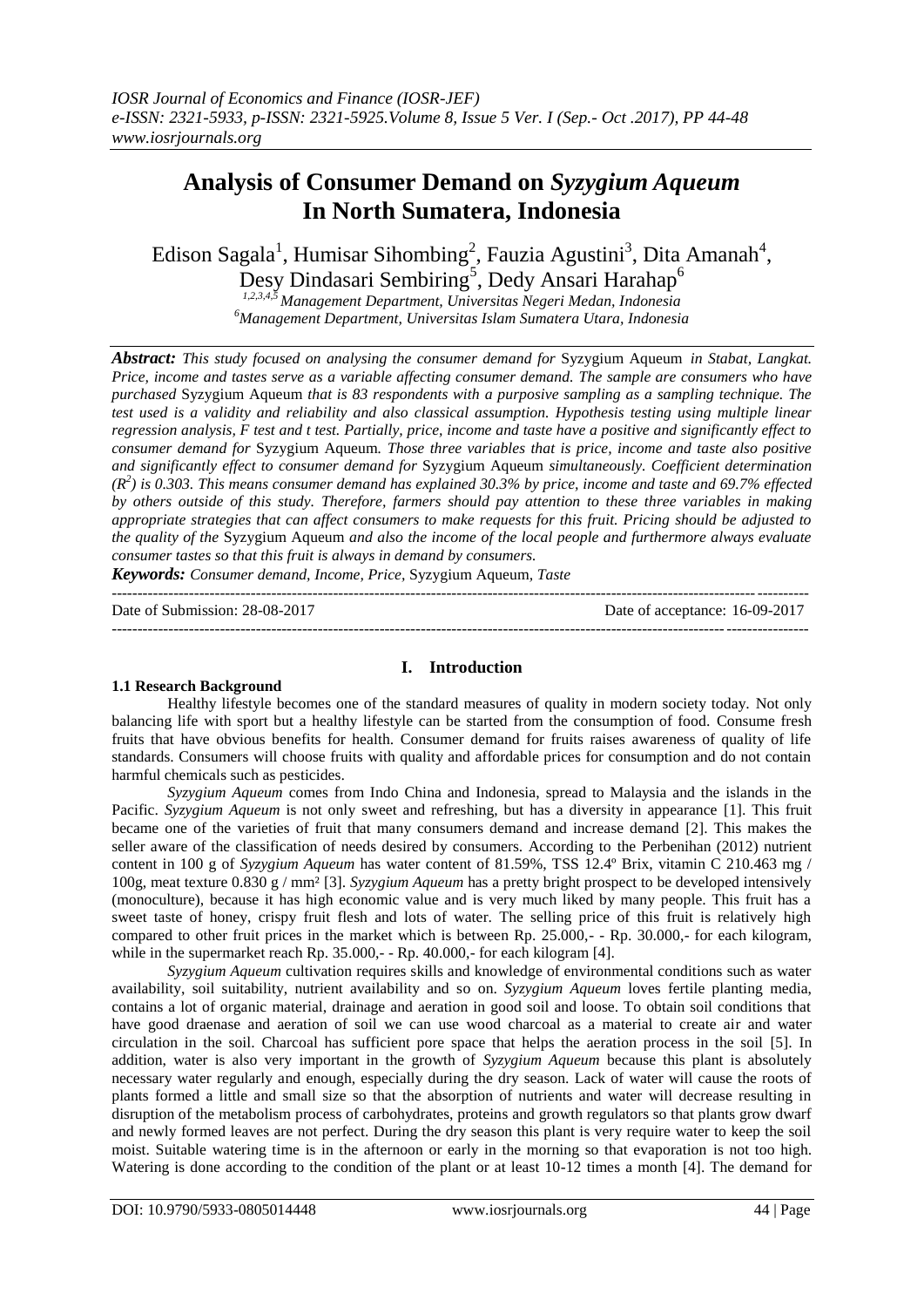# Analysis of Consumer Demand on *Syzygium Aqueum* In North Sumatera, Indonesia

Edison Sagala[1], Humisar Sihombing[2], Fauzia Agustini[3], Dita Amanah[4], Desy Dindasari Sembiring[5], Dedy Ansari Harahap[6]

[1,2,3,4,5] *Management Department, Universitas Negeri Medan, Indonesia*
[6] *Management Department, Universitas Islam Sumatera Utara, Indonesia*

***Abstract:*** *This study focused on analysing the consumer demand for* Syzygium Aqueum *in Stabat, Langkat. Price, income and tastes serve as a variable affecting consumer demand. The sample are consumers who have purchased* Syzygium Aqueum *that is 83 respondents with a purposive sampling as a sampling technique. The test used is a validity and reliability and also classical assumption. Hypothesis testing using multiple linear regression analysis, F test and t test. Partially, price, income and taste have a positive and significantly effect to consumer demand for* Syzygium Aqueum*. Those three variables that is price, income and taste also positive and significantly effect to consumer demand for* Syzygium Aqueum *simultaneously. Coefficient determination ($R^2$) is 0.303. This means consumer demand has explained 30.3% by price, income and taste and 69.7% effected by others outside of this study. Therefore, farmers should pay attention to these three variables in making appropriate strategies that can affect consumers to make requests for this fruit. Pricing should be adjusted to the quality of the* Syzygium Aqueum *and also the income of the local people and furthermore always evaluate consumer tastes so that this fruit is always in demand by consumers.*

***Keywords:*** *Consumer demand, Income, Price,* Syzygium Aqueum*, Taste*

---

Date of Submission: 28-08-2017 &nbsp;&nbsp;&nbsp;&nbsp;&nbsp;&nbsp;&nbsp;&nbsp; Date of acceptance: 16-09-2017

---

## I. Introduction

### 1.1 Research Background

Healthy lifestyle becomes one of the standard measures of quality in modern society today. Not only balancing life with sport but a healthy lifestyle can be started from the consumption of food. Consume fresh fruits that have obvious benefits for health. Consumer demand for fruits raises awareness of quality of life standards. Consumers will choose fruits with quality and affordable prices for consumption and do not contain harmful chemicals such as pesticides.

*Syzygium Aqueum* comes from Indo China and Indonesia, spread to Malaysia and the islands in the Pacific. *Syzygium Aqueum* is not only sweet and refreshing, but has a diversity in appearance [1]. This fruit became one of the varieties of fruit that many consumers demand and increase demand [2]. This makes the seller aware of the classification of needs desired by consumers. According to the Perbenihan (2012) nutrient content in 100 g of *Syzygium Aqueum* has water content of 81.59%, TSS 12.4º Brix, vitamin C 210.463 mg / 100g, meat texture 0.830 g / mm² [3]. *Syzygium Aqueum* has a pretty bright prospect to be developed intensively (monoculture), because it has high economic value and is very much liked by many people. This fruit has a sweet taste of honey, crispy fruit flesh and lots of water. The selling price of this fruit is relatively high compared to other fruit prices in the market which is between Rp. 25.000,- - Rp. 30.000,- for each kilogram, while in the supermarket reach Rp. 35.000,- - Rp. 40.000,- for each kilogram [4].

*Syzygium Aqueum* cultivation requires skills and knowledge of environmental conditions such as water availability, soil suitability, nutrient availability and so on. *Syzygium Aqueum* loves fertile planting media, contains a lot of organic material, drainage and aeration in good soil and loose. To obtain soil conditions that have good draenase and aeration of soil we can use wood charcoal as a material to create air and water circulation in the soil. Charcoal has sufficient pore space that helps the aeration process in the soil [5]. In addition, water is also very important in the growth of *Syzygium Aqueum* because this plant is absolutely necessary water regularly and enough, especially during the dry season. Lack of water will cause the roots of plants formed a little and small size so that the absorption of nutrients and water will decrease resulting in disruption of the metabolism process of carbohydrates, proteins and growth regulators so that plants grow dwarf and newly formed leaves are not perfect. During the dry season this plant is very require water to keep the soil moist. Suitable watering time is in the afternoon or early in the morning so that evaporation is not too high. Watering is done according to the condition of the plant or at least 10-12 times a month [4]. The demand for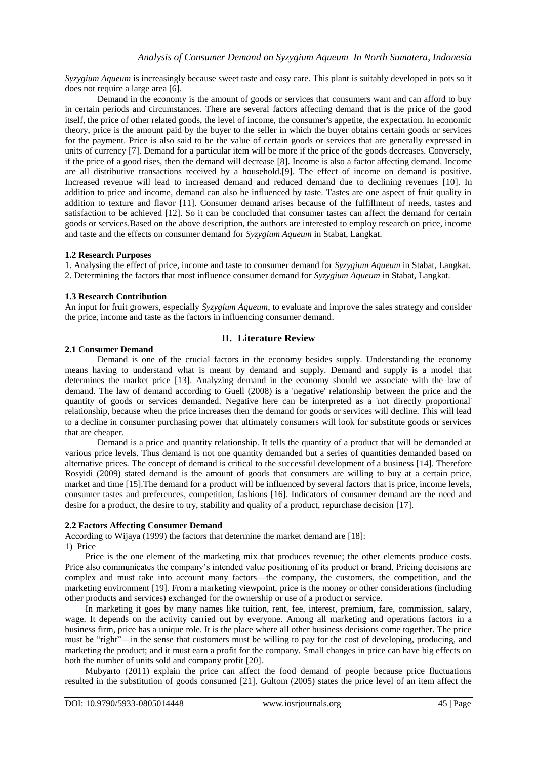*Syzygium Aqueum* is increasingly because sweet taste and easy care. This plant is suitably developed in pots so it does not require a large area [6].

Demand in the economy is the amount of goods or services that consumers want and can afford to buy in certain periods and circumstances. There are several factors affecting demand that is the price of the good itself, the price of other related goods, the level of income, the consumer's appetite, the expectation. In economic theory, price is the amount paid by the buyer to the seller in which the buyer obtains certain goods or services for the payment. Price is also said to be the value of certain goods or services that are generally expressed in units of currency [7]. Demand for a particular item will be more if the price of the goods decreases. Conversely, if the price of a good rises, then the demand will decrease [8]. Income is also a factor affecting demand. Income are all distributive transactions received by a household.[9]. The effect of income on demand is positive. Increased revenue will lead to increased demand and reduced demand due to declining revenues [10]. In addition to price and income, demand can also be influenced by taste. Tastes are one aspect of fruit quality in addition to texture and flavor [11]. Consumer demand arises because of the fulfillment of needs, tastes and satisfaction to be achieved [12]. So it can be concluded that consumer tastes can affect the demand for certain goods or services.Based on the above description, the authors are interested to employ research on price, income and taste and the effects on consumer demand for *Syzygium Aqueum* in Stabat, Langkat.

### 1.2 Research Purposes

1. Analysing the effect of price, income and taste to consumer demand for *Syzygium Aqueum* in Stabat, Langkat.
2. Determining the factors that most influence consumer demand for *Syzygium Aqueum* in Stabat, Langkat.

### 1.3 Research Contribution

An input for fruit growers, especially *Syzygium Aqueum*, to evaluate and improve the sales strategy and consider the price, income and taste as the factors in influencing consumer demand.

## II. Literature Review

### 2.1 Consumer Demand

Demand is one of the crucial factors in the economy besides supply. Understanding the economy means having to understand what is meant by demand and supply. Demand and supply is a model that determines the market price [13]. Analyzing demand in the economy should we associate with the law of demand. The law of demand according to Guell (2008) is a 'negative' relationship between the price and the quantity of goods or services demanded. Negative here can be interpreted as a 'not directly proportional' relationship, because when the price increases then the demand for goods or services will decline. This will lead to a decline in consumer purchasing power that ultimately consumers will look for substitute goods or services that are cheaper.

Demand is a price and quantity relationship. It tells the quantity of a product that will be demanded at various price levels. Thus demand is not one quantity demanded but a series of quantities demanded based on alternative prices. The concept of demand is critical to the successful development of a business [14]. Therefore Rosyidi (2009) stated demand is the amount of goods that consumers are willing to buy at a certain price, market and time [15].The demand for a product will be influenced by several factors that is price, income levels, consumer tastes and preferences, competition, fashions [16]. Indicators of consumer demand are the need and desire for a product, the desire to try, stability and quality of a product, repurchase decision [17].

### 2.2 Factors Affecting Consumer Demand

According to Wijaya (1999) the factors that determine the market demand are [18]:

1) Price

Price is the one element of the marketing mix that produces revenue; the other elements produce costs. Price also communicates the company's intended value positioning of its product or brand. Pricing decisions are complex and must take into account many factors—the company, the customers, the competition, and the marketing environment [19]. From a marketing viewpoint, price is the money or other considerations (including other products and services) exchanged for the ownership or use of a product or service.

In marketing it goes by many names like tuition, rent, fee, interest, premium, fare, commission, salary, wage. It depends on the activity carried out by everyone. Among all marketing and operations factors in a business firm, price has a unique role. It is the place where all other business decisions come together. The price must be "right"—in the sense that customers must be willing to pay for the cost of developing, producing, and marketing the product; and it must earn a profit for the company. Small changes in price can have big effects on both the number of units sold and company profit [20].

Mubyarto (2011) explain the price can affect the food demand of people because price fluctuations resulted in the substitution of goods consumed [21]. Gultom (2005) states the price level of an item affect the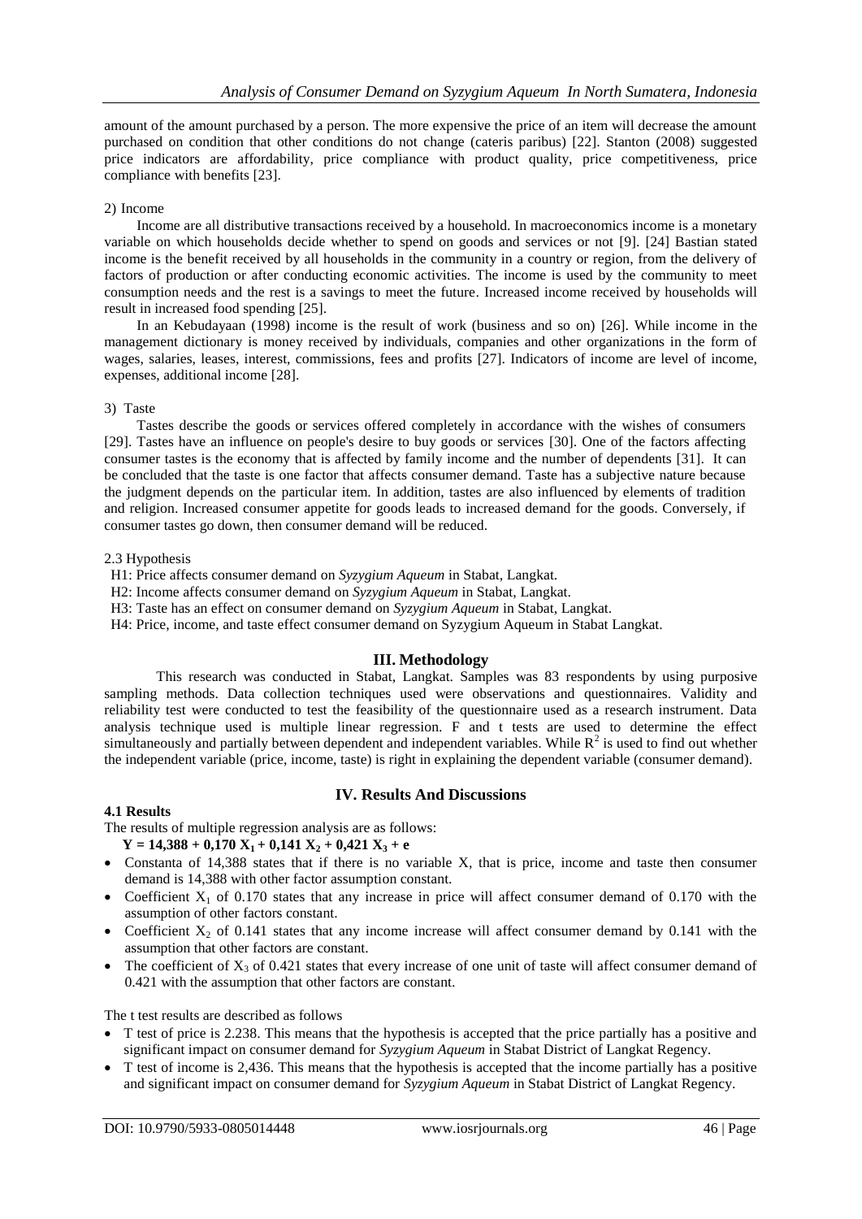amount of the amount purchased by a person. The more expensive the price of an item will decrease the amount purchased on condition that other conditions do not change (cateris paribus) [22]. Stanton (2008) suggested price indicators are affordability, price compliance with product quality, price competitiveness, price compliance with benefits [23].

2) Income

Income are all distributive transactions received by a household. In macroeconomics income is a monetary variable on which households decide whether to spend on goods and services or not [9]. [24] Bastian stated income is the benefit received by all households in the community in a country or region, from the delivery of factors of production or after conducting economic activities. The income is used by the community to meet consumption needs and the rest is a savings to meet the future. Increased income received by households will result in increased food spending [25].

In an Kebudayaan (1998) income is the result of work (business and so on) [26]. While income in the management dictionary is money received by individuals, companies and other organizations in the form of wages, salaries, leases, interest, commissions, fees and profits [27]. Indicators of income are level of income, expenses, additional income [28].

3) Taste

Tastes describe the goods or services offered completely in accordance with the wishes of consumers [29]. Tastes have an influence on people's desire to buy goods or services [30]. One of the factors affecting consumer tastes is the economy that is affected by family income and the number of dependents [31]. It can be concluded that the taste is one factor that affects consumer demand. Taste has a subjective nature because the judgment depends on the particular item. In addition, tastes are also influenced by elements of tradition and religion. Increased consumer appetite for goods leads to increased demand for the goods. Conversely, if consumer tastes go down, then consumer demand will be reduced.

2.3 Hypothesis

H1: Price affects consumer demand on *Syzygium Aqueum* in Stabat, Langkat.
H2: Income affects consumer demand on *Syzygium Aqueum* in Stabat, Langkat.
H3: Taste has an effect on consumer demand on *Syzygium Aqueum* in Stabat, Langkat.
H4: Price, income, and taste effect consumer demand on Syzygium Aqueum in Stabat Langkat.

## III. Methodology

This research was conducted in Stabat, Langkat. Samples was 83 respondents by using purposive sampling methods. Data collection techniques used were observations and questionnaires. Validity and reliability test were conducted to test the feasibility of the questionnaire used as a research instrument. Data analysis technique used is multiple linear regression. F and t tests are used to determine the effect simultaneously and partially between dependent and independent variables. While $R^2$ is used to find out whether the independent variable (price, income, taste) is right in explaining the dependent variable (consumer demand).

## IV. Results And Discussions

### 4.1 Results

The results of multiple regression analysis are as follows:

$$\mathbf{Y = 14{,}388 + 0{,}170\, X_1 + 0{,}141\, X_2 + 0{,}421\, X_3 + e}$$

- Constanta of 14,388 states that if there is no variable X, that is price, income and taste then consumer demand is 14,388 with other factor assumption constant.
- Coefficient $X_1$ of 0.170 states that any increase in price will affect consumer demand of 0.170 with the assumption of other factors constant.
- Coefficient $X_2$ of 0.141 states that any income increase will affect consumer demand by 0.141 with the assumption that other factors are constant.
- The coefficient of $X_3$ of 0.421 states that every increase of one unit of taste will affect consumer demand of 0.421 with the assumption that other factors are constant.

The t test results are described as follows

- T test of price is 2.238. This means that the hypothesis is accepted that the price partially has a positive and significant impact on consumer demand for *Syzygium Aqueum* in Stabat District of Langkat Regency.
- T test of income is 2,436. This means that the hypothesis is accepted that the income partially has a positive and significant impact on consumer demand for *Syzygium Aqueum* in Stabat District of Langkat Regency.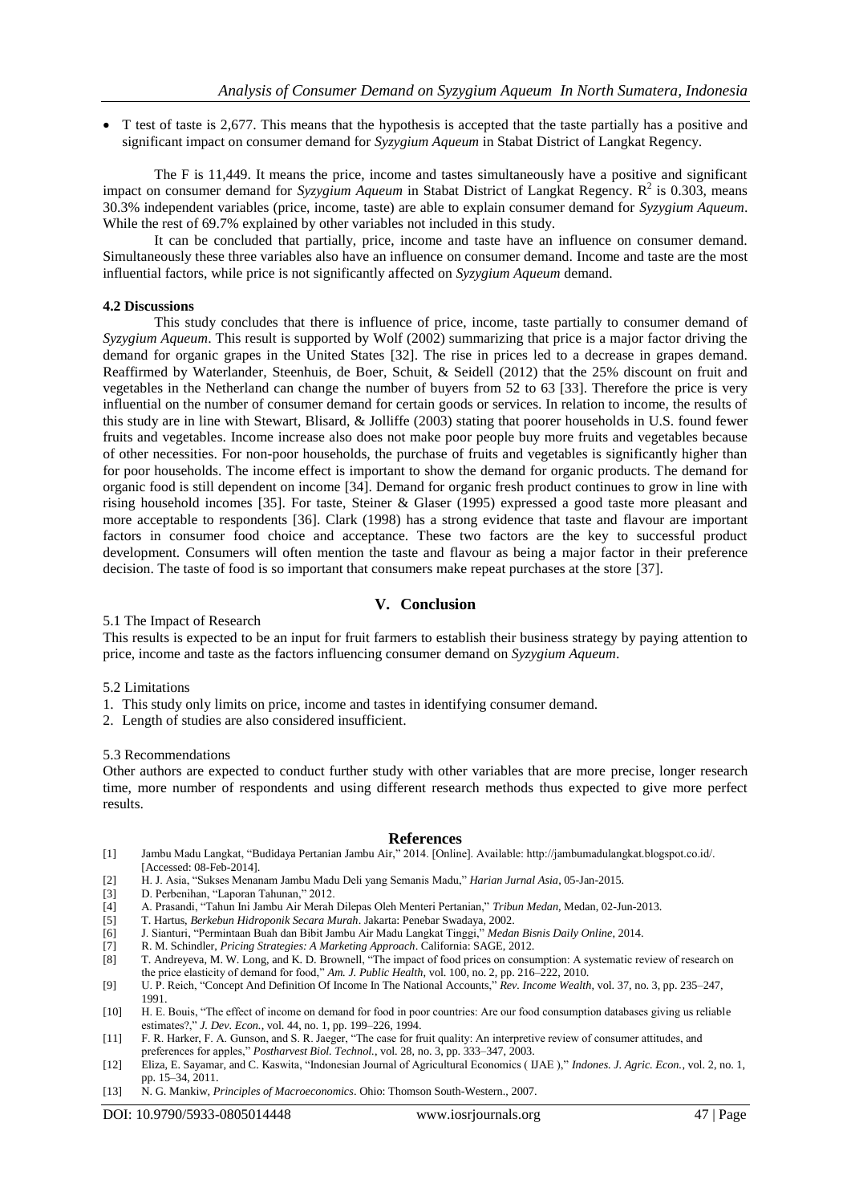- T test of taste is 2,677. This means that the hypothesis is accepted that the taste partially has a positive and significant impact on consumer demand for *Syzygium Aqueum* in Stabat District of Langkat Regency.

The F is 11,449. It means the price, income and tastes simultaneously have a positive and significant impact on consumer demand for *Syzygium Aqueum* in Stabat District of Langkat Regency. $R^2$ is 0.303, means 30.3% independent variables (price, income, taste) are able to explain consumer demand for *Syzygium Aqueum*. While the rest of 69.7% explained by other variables not included in this study.

It can be concluded that partially, price, income and taste have an influence on consumer demand. Simultaneously these three variables also have an influence on consumer demand. Income and taste are the most influential factors, while price is not significantly affected on *Syzygium Aqueum* demand.

### 4.2 Discussions

This study concludes that there is influence of price, income, taste partially to consumer demand of *Syzygium Aqueum*. This result is supported by Wolf (2002) summarizing that price is a major factor driving the demand for organic grapes in the United States [32]. The rise in prices led to a decrease in grapes demand. Reaffirmed by Waterlander, Steenhuis, de Boer, Schuit, & Seidell (2012) that the 25% discount on fruit and vegetables in the Netherland can change the number of buyers from 52 to 63 [33]. Therefore the price is very influential on the number of consumer demand for certain goods or services. In relation to income, the results of this study are in line with Stewart, Blisard, & Jolliffe (2003) stating that poorer households in U.S. found fewer fruits and vegetables. Income increase also does not make poor people buy more fruits and vegetables because of other necessities. For non-poor households, the purchase of fruits and vegetables is significantly higher than for poor households. The income effect is important to show the demand for organic products. The demand for organic food is still dependent on income [34]. Demand for organic fresh product continues to grow in line with rising household incomes [35]. For taste, Steiner & Glaser (1995) expressed a good taste more pleasant and more acceptable to respondents [36]. Clark (1998) has a strong evidence that taste and flavour are important factors in consumer food choice and acceptance. These two factors are the key to successful product development. Consumers will often mention the taste and flavour as being a major factor in their preference decision. The taste of food is so important that consumers make repeat purchases at the store [37].

## V. Conclusion

5.1 The Impact of Research

This results is expected to be an input for fruit farmers to establish their business strategy by paying attention to price, income and taste as the factors influencing consumer demand on *Syzygium Aqueum*.

5.2 Limitations

1. This study only limits on price, income and tastes in identifying consumer demand.
2. Length of studies are also considered insufficient.

5.3 Recommendations

Other authors are expected to conduct further study with other variables that are more precise, longer research time, more number of respondents and using different research methods thus expected to give more perfect results.

## References

[1] Jambu Madu Langkat, "Budidaya Pertanian Jambu Air," 2014. [Online]. Available: http://jambumadulangkat.blogspot.co.id/. [Accessed: 08-Feb-2014].

[2] H. J. Asia, "Sukses Menanam Jambu Madu Deli yang Semanis Madu," *Harian Jurnal Asia*, 05-Jan-2015.

[3] D. Perbenihan, "Laporan Tahunan," 2012.

[4] A. Prasandi, "Tahun Ini Jambu Air Merah Dilepas Oleh Menteri Pertanian," *Tribun Medan*, Medan, 02-Jun-2013.

[5] T. Hartus, *Berkebun Hidroponik Secara Murah*. Jakarta: Penebar Swadaya, 2002.

[6] J. Sianturi, "Permintaan Buah dan Bibit Jambu Air Madu Langkat Tinggi," *Medan Bisnis Daily Online*, 2014.

[7] R. M. Schindler, *Pricing Strategies: A Marketing Approach*. California: SAGE, 2012.

[8] T. Andreyeva, M. W. Long, and K. D. Brownell, "The impact of food prices on consumption: A systematic review of research on the price elasticity of demand for food," *Am. J. Public Health*, vol. 100, no. 2, pp. 216–222, 2010.

[9] U. P. Reich, "Concept And Definition Of Income In The National Accounts," *Rev. Income Wealth*, vol. 37, no. 3, pp. 235–247, 1991.

[10] H. E. Bouis, "The effect of income on demand for food in poor countries: Are our food consumption databases giving us reliable estimates?," *J. Dev. Econ.*, vol. 44, no. 1, pp. 199–226, 1994.

[11] F. R. Harker, F. A. Gunson, and S. R. Jaeger, "The case for fruit quality: An interpretive review of consumer attitudes, and preferences for apples," *Postharvest Biol. Technol.*, vol. 28, no. 3, pp. 333–347, 2003.

[12] Eliza, E. Sayamar, and C. Kaswita, "Indonesian Journal of Agricultural Economics ( IJAE )," *Indones. J. Agric. Econ.*, vol. 2, no. 1, pp. 15–34, 2011.

[13] N. G. Mankiw, *Principles of Macroeconomics*. Ohio: Thomson South-Western., 2007.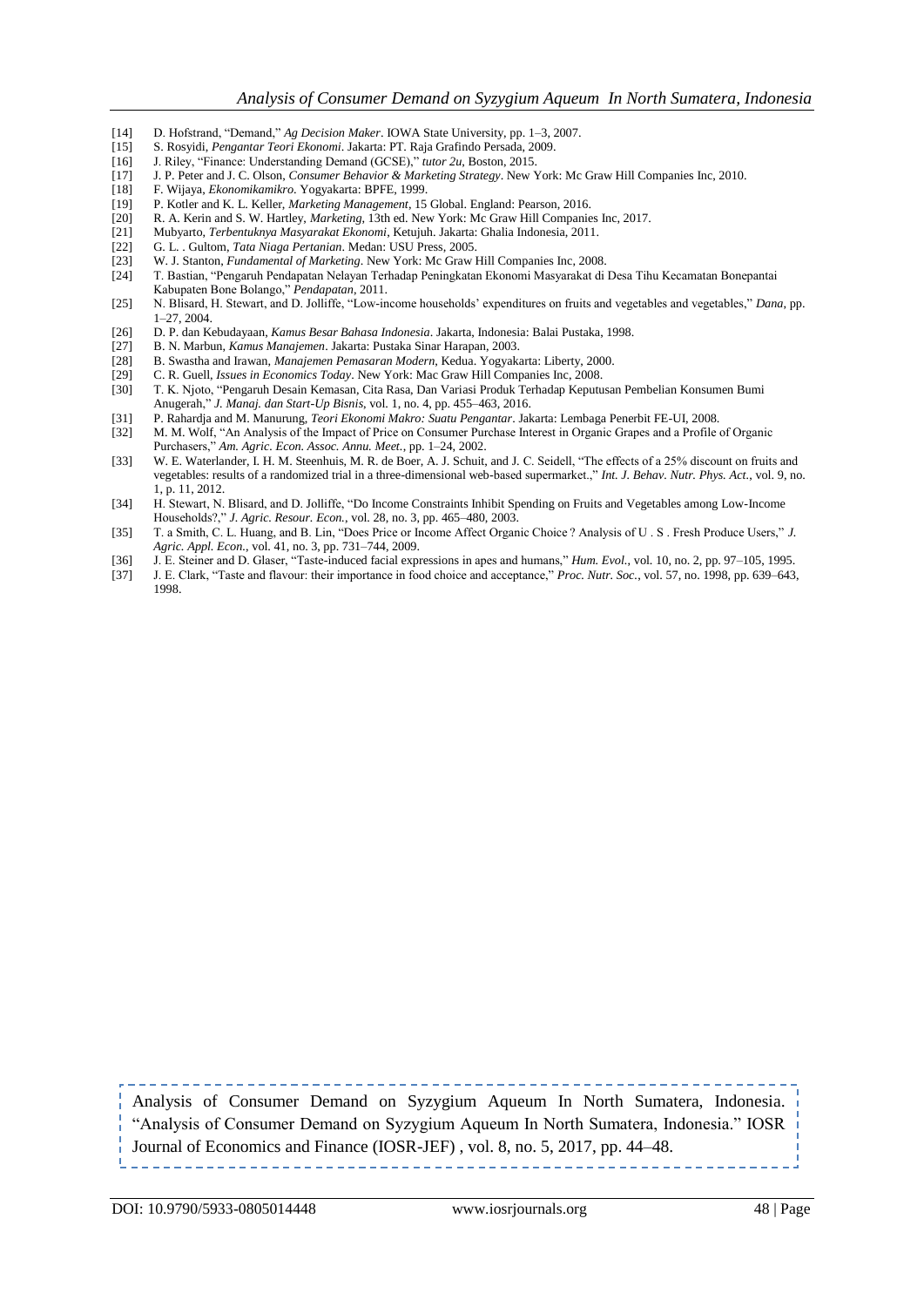[14] D. Hofstrand, “Demand,” *Ag Decision Maker*. IOWA State University, pp. 1–3, 2007.

[15] S. Rosyidi, *Pengantar Teori Ekonomi*. Jakarta: PT. Raja Grafindo Persada, 2009.

[16] J. Riley, “Finance: Understanding Demand (GCSE),” *tutor 2u*, Boston, 2015.

[17] J. P. Peter and J. C. Olson, *Consumer Behavior & Marketing Strategy*. New York: Mc Graw Hill Companies Inc, 2010.

[18] F. Wijaya, *Ekonomikamikro*. Yogyakarta: BPFE, 1999.

[19] P. Kotler and K. L. Keller, *Marketing Management*, 15 Global. England: Pearson, 2016.

[20] R. A. Kerin and S. W. Hartley, *Marketing*, 13th ed. New York: Mc Graw Hill Companies Inc, 2017.

[21] Mubyarto, *Terbentuknya Masyarakat Ekonomi*, Ketujuh. Jakarta: Ghalia Indonesia, 2011.

[22] G. L. . Gultom, *Tata Niaga Pertanian*. Medan: USU Press, 2005.

[23] W. J. Stanton, *Fundamental of Marketing*. New York: Mc Graw Hill Companies Inc, 2008.

[24] T. Bastian, “Pengaruh Pendapatan Nelayan Terhadap Peningkatan Ekonomi Masyarakat di Desa Tihu Kecamatan Bonepantai Kabupaten Bone Bolango,” *Pendapatan*, 2011.

[25] N. Blisard, H. Stewart, and D. Jolliffe, “Low-income households' expenditures on fruits and vegetables and vegetables,” *Dana*, pp. 1–27, 2004.

[26] D. P. dan Kebudayaan, *Kamus Besar Bahasa Indonesia*. Jakarta, Indonesia: Balai Pustaka, 1998.

[27] B. N. Marbun, *Kamus Manajemen*. Jakarta: Pustaka Sinar Harapan, 2003.

[28] B. Swastha and Irawan, *Manajemen Pemasaran Modern*, Kedua. Yogyakarta: Liberty, 2000.

[29] C. R. Guell, *Issues in Economics Today*. New York: Mac Graw Hill Companies Inc, 2008.

[30] T. K. Njoto, “Pengaruh Desain Kemasan, Cita Rasa, Dan Variasi Produk Terhadap Keputusan Pembelian Konsumen Bumi Anugerah,” *J. Manaj. dan Start-Up Bisnis*, vol. 1, no. 4, pp. 455–463, 2016.

[31] P. Rahardja and M. Manurung, *Teori Ekonomi Makro: Suatu Pengantar*. Jakarta: Lembaga Penerbit FE-UI, 2008.

[32] M. M. Wolf, “An Analysis of the Impact of Price on Consumer Purchase Interest in Organic Grapes and a Profile of Organic Purchasers,” *Am. Agric. Econ. Assoc. Annu. Meet.*, pp. 1–24, 2002.

[33] W. E. Waterlander, I. H. M. Steenhuis, M. R. de Boer, A. J. Schuit, and J. C. Seidell, “The effects of a 25% discount on fruits and vegetables: results of a randomized trial in a three-dimensional web-based supermarket.,” *Int. J. Behav. Nutr. Phys. Act.*, vol. 9, no. 1, p. 11, 2012.

[34] H. Stewart, N. Blisard, and D. Jolliffe, “Do Income Constraints Inhibit Spending on Fruits and Vegetables among Low-Income Households?,” *J. Agric. Resour. Econ.*, vol. 28, no. 3, pp. 465–480, 2003.

[35] T. a Smith, C. L. Huang, and B. Lin, “Does Price or Income Affect Organic Choice ? Analysis of U . S . Fresh Produce Users,” *J. Agric. Appl. Econ.*, vol. 41, no. 3, pp. 731–744, 2009.

[36] J. E. Steiner and D. Glaser, “Taste-induced facial expressions in apes and humans,” *Hum. Evol.*, vol. 10, no. 2, pp. 97–105, 1995.

[37] J. E. Clark, “Taste and flavour: their importance in food choice and acceptance,” *Proc. Nutr. Soc.*, vol. 57, no. 1998, pp. 639–643, 1998.

Analysis of Consumer Demand on Syzygium Aqueum In North Sumatera, Indonesia. “Analysis of Consumer Demand on Syzygium Aqueum In North Sumatera, Indonesia.” IOSR Journal of Economics and Finance (IOSR-JEF) , vol. 8, no. 5, 2017, pp. 44–48.